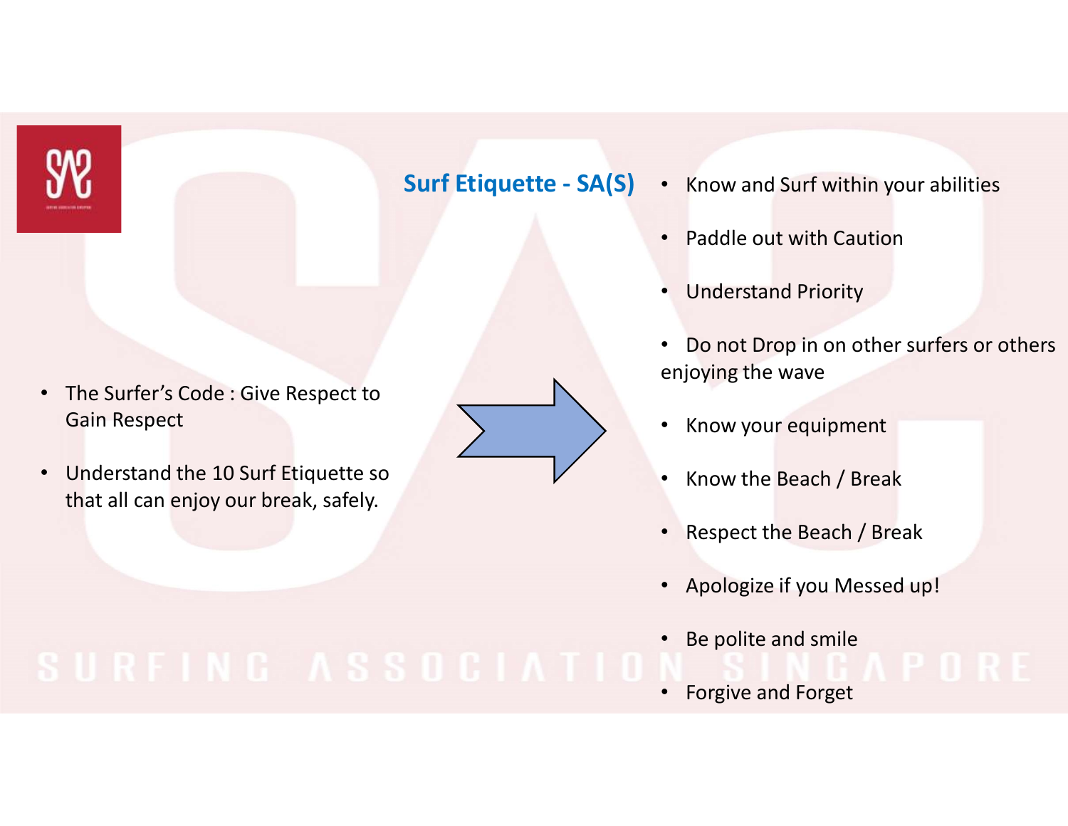## Surf Etiquette - SA(S)

- The Surfer's Code : Give Respect to Gain Respect
- Understand the 10 Surf Etiquette so that all can enjoy our break, safely.

- Know and Surf within your abilities
- Paddle out with Caution
- Understand Priority
- Do not Drop in on other surfers or others enjoying the wave
- Know your equipment
- Know the Beach / Break
- Respect the Beach / Break
- Apologize if you Messed up!
- Be polite and smile
- Forgive and Forget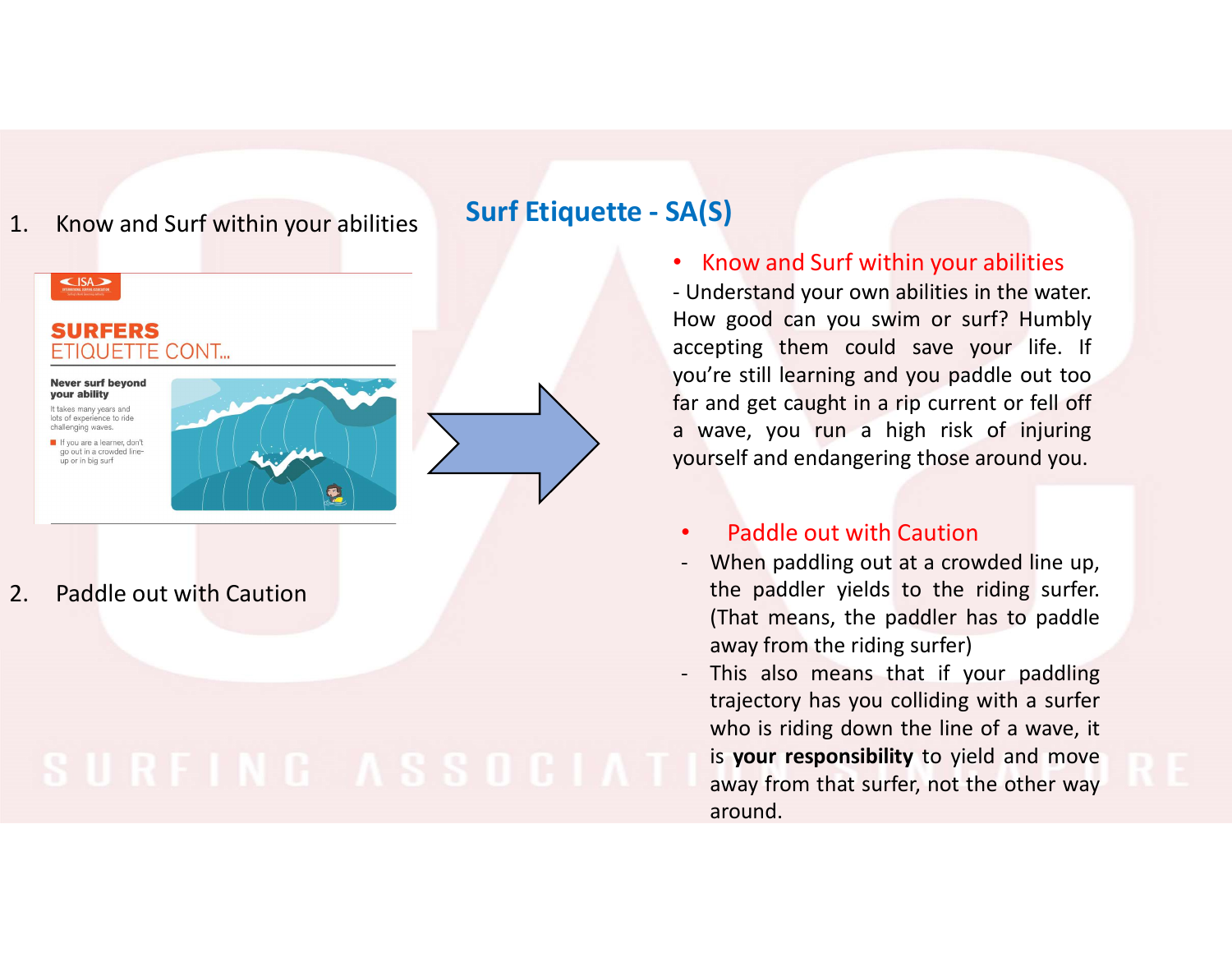## Surf Etiquette - SA(S)

1. Know and Surf within your abilities

**SURFERS** ETIQUETTE CONT...

**Never surf beyond your ability**

It takes many years and lots of experience to ride challenging waves.

- If you are a learner, don't go out in a crowded line-up or in big surf

2. Paddle out with Caution

- Know and Surf within your abilities

- Understand your own abilities in the water. How good can you swim or surf? Humbly accepting them could save your life. If you're still learning and you paddle out too far and get caught in a rip current or fell off a wave, you run a high risk of injuring yourself and endangering those around you.

- Paddle out with Caution

- When paddling out at a crowded line up, the paddler yields to the riding surfer. (That means, the paddler has to paddle away from the riding surfer)
- This also means that if your paddling trajectory has you colliding with a surfer who is riding down the line of a wave, it is **your responsibility** to yield and move away from that surfer, not the other way around.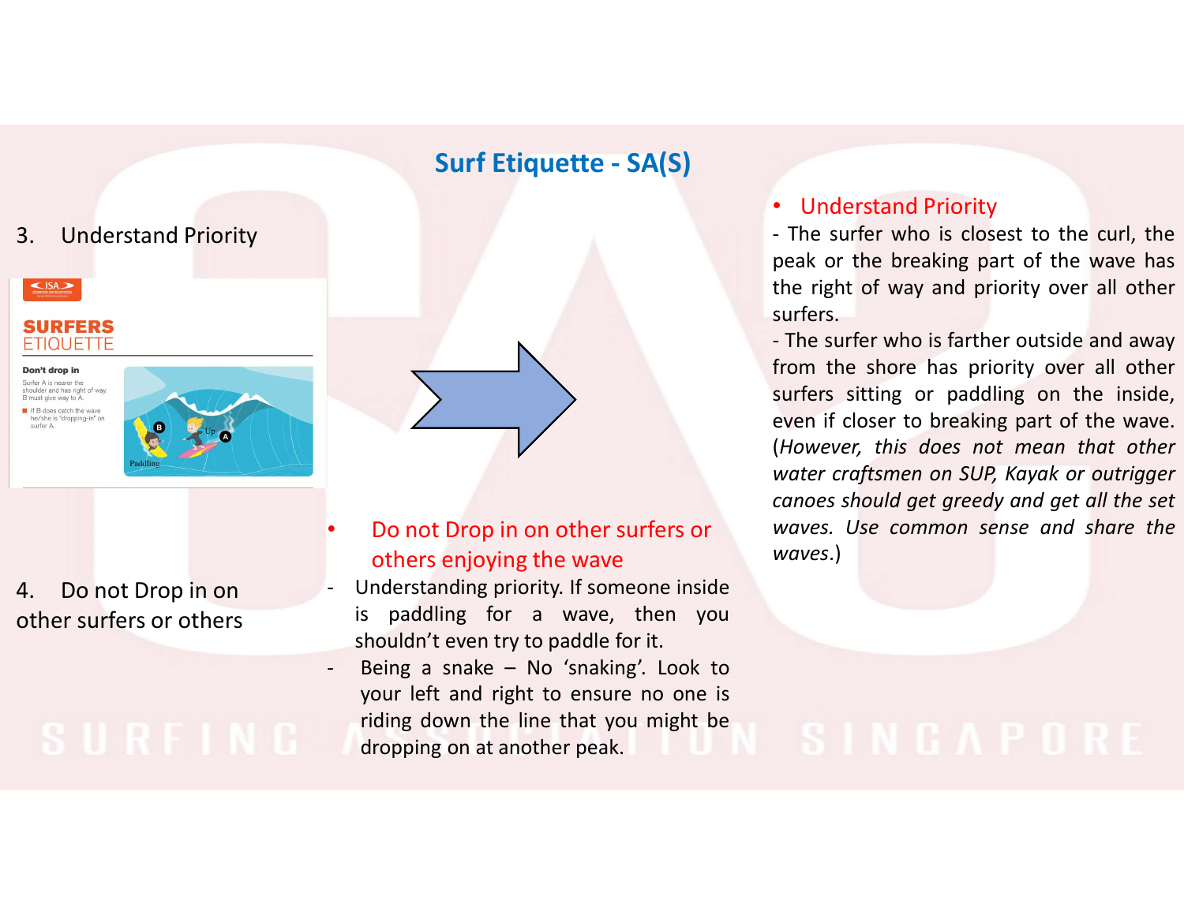# Surf Etiquette - SA(S)

3. Understand Priority

**SURFERS ETIQUETTE**

**Don't drop in**

Surfer A is nearer the shoulder and has right of way. B must give way to A.

- If B does catch the wave he/she is "dropping-in" on surfer A.

- Understand Priority

- The surfer who is closest to the curl, the peak or the breaking part of the wave has the right of way and priority over all other surfers.

- The surfer who is farther outside and away from the shore has priority over all other surfers sitting or paddling on the inside, even if closer to breaking part of the wave. (*However, this does not mean that other water craftsmen on SUP, Kayak or outrigger canoes should get greedy and get all the set waves. Use common sense and share the waves*.)

4. Do not Drop in on other surfers or others

- Do not Drop in on other surfers or others enjoying the wave

- Understanding priority. If someone inside is paddling for a wave, then you shouldn't even try to paddle for it.
- Being a snake – No 'snaking'. Look to your left and right to ensure no one is riding down the line that you might be dropping on at another peak.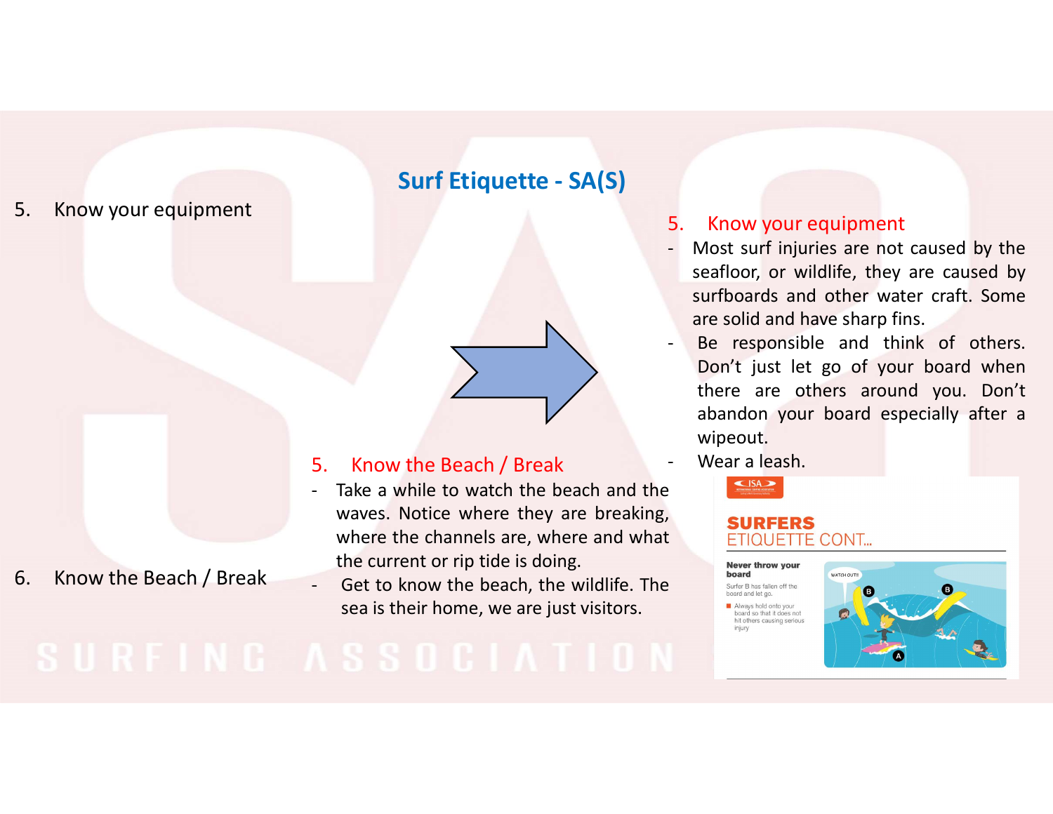## Surf Etiquette - SA(S)

5. Know your equipment

6. Know the Beach / Break

### 5. Know your equipment

- Most surf injuries are not caused by the seafloor, or wildlife, they are caused by surfboards and other water craft. Some are solid and have sharp fins.
- Be responsible and think of others. Don't just let go of your board when there are others around you. Don't abandon your board especially after a wipeout.
- Wear a leash.

### 5. Know the Beach / Break

- Take a while to watch the beach and the waves. Notice where they are breaking, where the channels are, where and what the current or rip tide is doing.
- Get to know the beach, the wildlife. The sea is their home, we are just visitors.

**SURFERS** ETIQUETTE CONT...

**Never throw your board**

Surfer B has fallen off the board and let go.

- Always hold onto your board so that it does not hit others causing serious injury

SURFING ASSOCIATION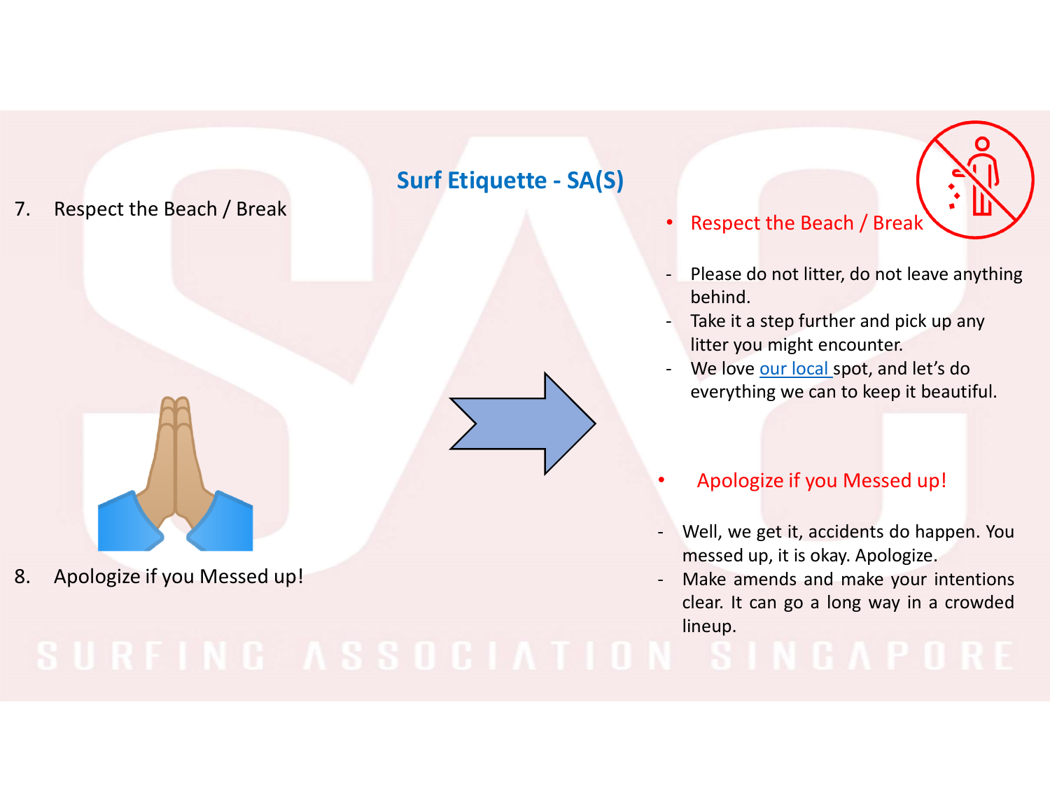## Surf Etiquette - SA(S)

7. Respect the Beach / Break

8. Apologize if you Messed up!

- **Respect the Beach / Break**

  - Please do not litter, do not leave anything behind.
  - Take it a step further and pick up any litter you might encounter.
  - We love our local spot, and let's do everything we can to keep it beautiful.

- **Apologize if you Messed up!**

  - Well, we get it, accidents do happen. You messed up, it is okay. Apologize.
  - Make amends and make your intentions clear. It can go a long way in a crowded lineup.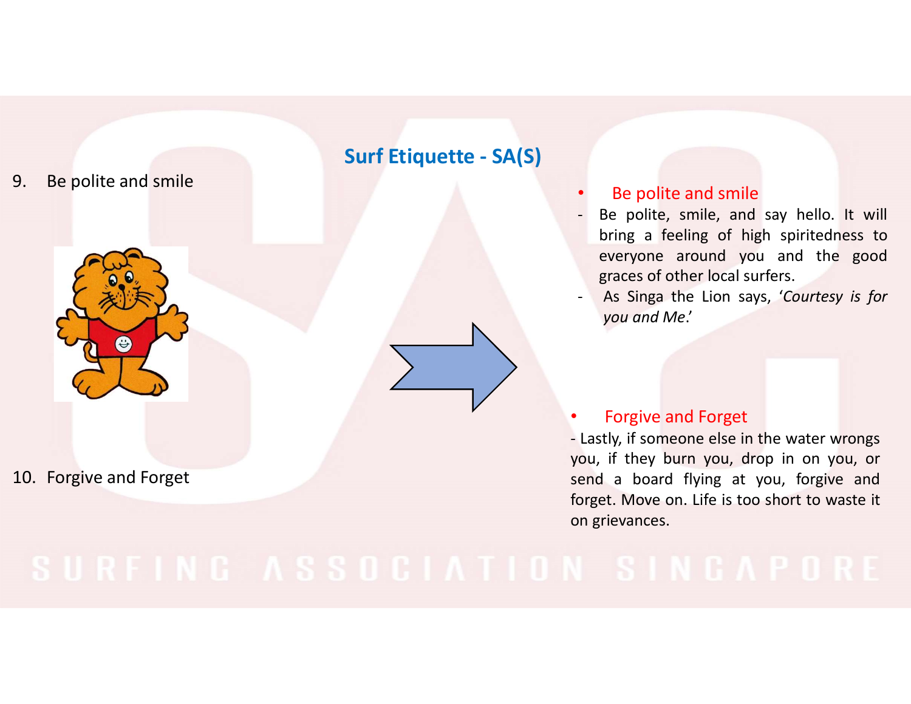## Surf Etiquette - SA(S)

9. Be polite and smile

10. Forgive and Forget

- Be polite and smile
  - Be polite, smile, and say hello. It will bring a feeling of high spiritedness to everyone around you and the good graces of other local surfers.
  - As Singa the Lion says, '*Courtesy is for you and Me*.'

- Forgive and Forget
  - Lastly, if someone else in the water wrongs you, if they burn you, drop in on you, or send a board flying at you, forgive and forget. Move on. Life is too short to waste it on grievances.

SURFING ASSOCIATION SINGAPORE